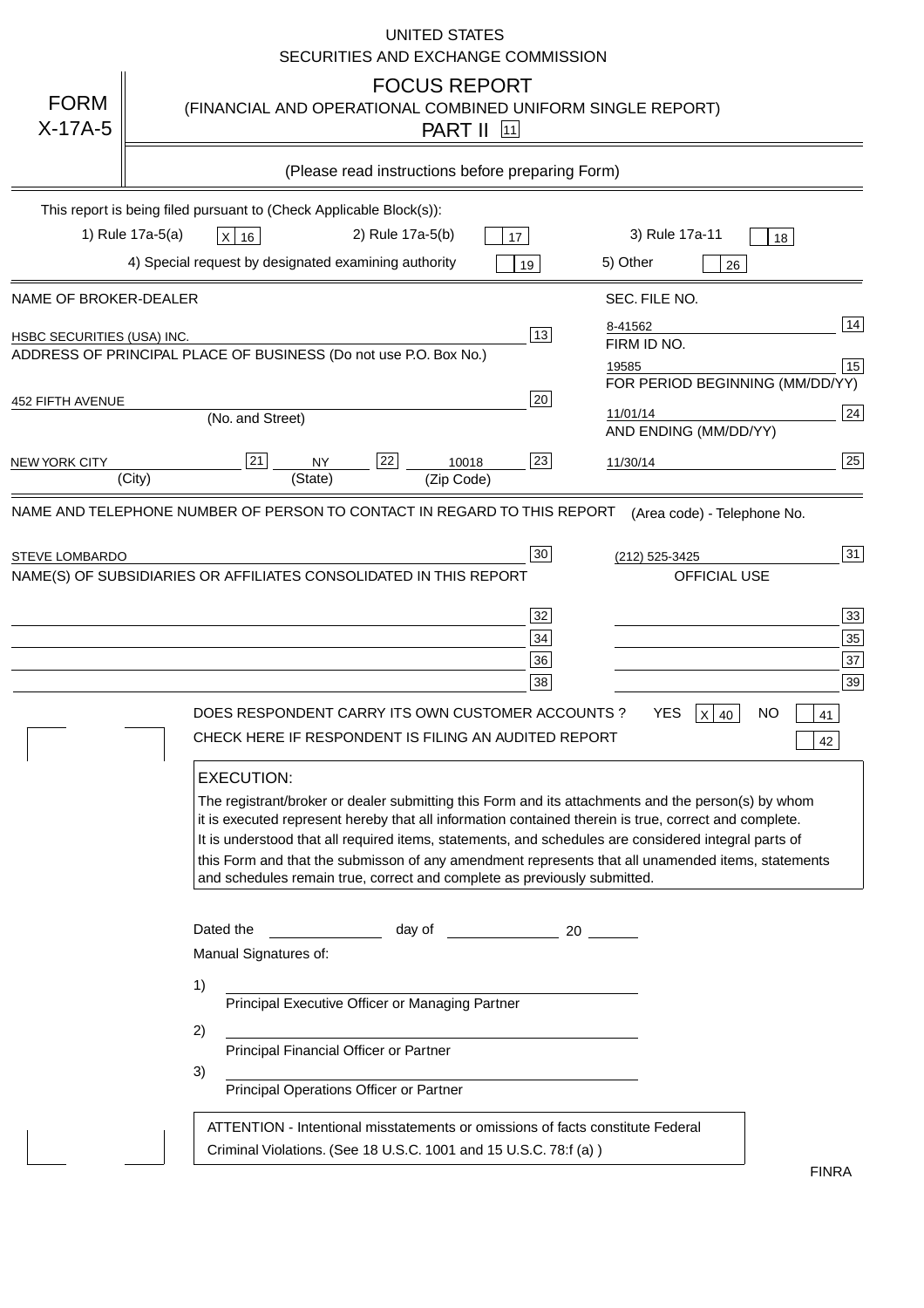UNITED STATES
SECURITIES AND EXCHANGE COMMISSION

FORM X-17A-5

# FOCUS REPORT

(FINANCIAL AND OPERATIONAL COMBINED UNIFORM SINGLE REPORT)

PART II [11]

(Please read instructions before preparing Form)

This report is being filed pursuant to (Check Applicable Block(s)):

1) Rule 17a-5(a) [X] 16 2) Rule 17a-5(b) [ ] 17 3) Rule 17a-11 [ ] 18

4) Special request by designated examining authority [ ] 19 5) Other [ ] 26

| NAME OF BROKER-DEALER | | SEC. FILE NO. | |
|---|---|---|---|
| HSBC SECURITIES (USA) INC. | 13 | 8-41562 | 14 |
| ADDRESS OF PRINCIPAL PLACE OF BUSINESS (Do not use P.O. Box No.) | | FIRM ID NO. | |
| | | 19585 | 15 |
| 452 FIFTH AVENUE (No. and Street) | 20 | FOR PERIOD BEGINNING (MM/DD/YY) 11/01/14 | 24 |
| NEW YORK CITY (City) [21] NY (State) [22] 10018 (Zip Code) | 23 | AND ENDING (MM/DD/YY) 11/30/14 | 25 |

NAME AND TELEPHONE NUMBER OF PERSON TO CONTACT IN REGARD TO THIS REPORT (Area code) - Telephone No.

STEVE LOMBARDO [30] (212) 525-3425 [31]

NAME(S) OF SUBSIDIARIES OR AFFILIATES CONSOLIDATED IN THIS REPORT — OFFICIAL USE

| | 32 | | 33 |
|---|---|---|---|
| | 34 | | 35 |
| | 36 | | 37 |
| | 38 | | 39 |

DOES RESPONDENT CARRY ITS OWN CUSTOMER ACCOUNTS ? YES [X] 40 NO [ ] 41

CHECK HERE IF RESPONDENT IS FILING AN AUDITED REPORT [ ] 42

**EXECUTION:**

The registrant/broker or dealer submitting this Form and its attachments and the person(s) by whom it is executed represent hereby that all information contained therein is true, correct and complete. It is understood that all required items, statements, and schedules are considered integral parts of this Form and that the submisson of any amendment represents that all unamended items, statements and schedules remain true, correct and complete as previously submitted.

Dated the ____________ day of ____________ 20 ______

Manual Signatures of:

1) ______________________________
Principal Executive Officer or Managing Partner

2) ______________________________
Principal Financial Officer or Partner

3) ______________________________
Principal Operations Officer or Partner

ATTENTION - Intentional misstatements or omissions of facts constitute Federal Criminal Violations. (See 18 U.S.C. 1001 and 15 U.S.C. 78:f (a) )

FINRA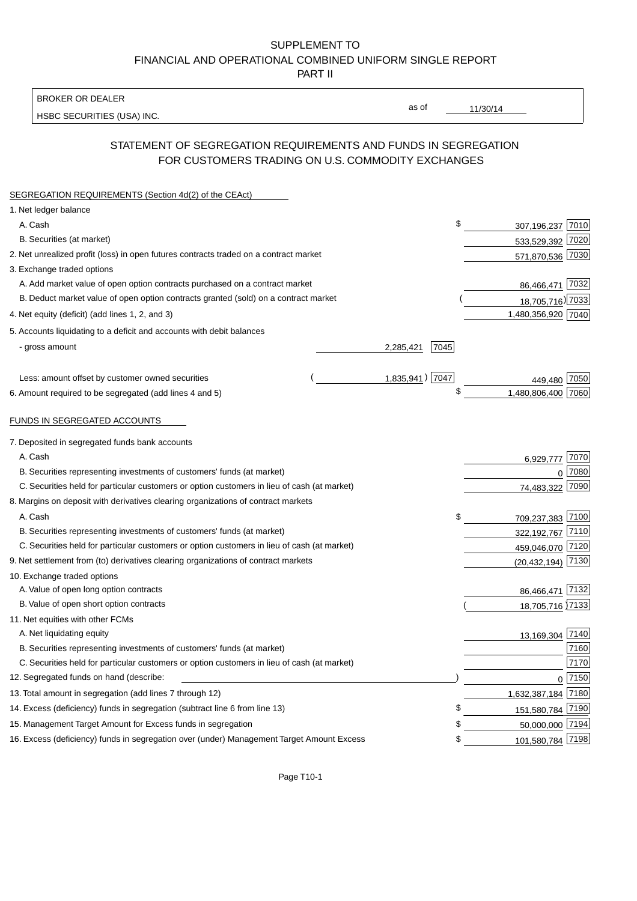SUPPLEMENT TO
FINANCIAL AND OPERATIONAL COMBINED UNIFORM SINGLE REPORT
PART II

| BROKER OR DEALER | | |
|---|---|---|
| HSBC SECURITIES (USA) INC. | as of | 11/30/14 |

## STATEMENT OF SEGREGATION REQUIREMENTS AND FUNDS IN SEGREGATION FOR CUSTOMERS TRADING ON U.S. COMMODITY EXCHANGES

| | | | | |
|---|---|---|---|---|
| **SEGREGATION REQUIREMENTS (Section 4d(2) of the CEAct)** | | | | |
| 1. Net ledger balance | | | | |
| A. Cash | | | $ 307,196,237 | 7010 |
| B. Securities (at market) | | | 533,529,392 | 7020 |
| 2. Net unrealized profit (loss) in open futures contracts traded on a contract market | | | 571,870,536 | 7030 |
| 3. Exchange traded options | | | | |
| A. Add market value of open option contracts purchased on a contract market | | | 86,466,471 | 7032 |
| B. Deduct market value of open option contracts granted (sold) on a contract market | | | (18,705,716) | 7033 |
| 4. Net equity (deficit) (add lines 1, 2, and 3) | | | 1,480,356,920 | 7040 |
| 5. Accounts liquidating to a deficit and accounts with debit balances | | | | |
| - gross amount | 2,285,421 | 7045 | | |
| Less: amount offset by customer owned securities | (1,835,941) | 7047 | 449,480 | 7050 |
| 6. Amount required to be segregated (add lines 4 and 5) | | | $ 1,480,806,400 | 7060 |
| **FUNDS IN SEGREGATED ACCOUNTS** | | | | |
| 7. Deposited in segregated funds bank accounts | | | | |
| A. Cash | | | 6,929,777 | 7070 |
| B. Securities representing investments of customers' funds (at market) | | | 0 | 7080 |
| C. Securities held for particular customers or option customers in lieu of cash (at market) | | | 74,483,322 | 7090 |
| 8. Margins on deposit with derivatives clearing organizations of contract markets | | | | |
| A. Cash | | | $ 709,237,383 | 7100 |
| B. Securities representing investments of customers' funds (at market) | | | 322,192,767 | 7110 |
| C. Securities held for particular customers or option customers in lieu of cash (at market) | | | 459,046,070 | 7120 |
| 9. Net settlement from (to) derivatives clearing organizations of contract markets | | | (20,432,194) | 7130 |
| 10. Exchange traded options | | | | |
| A. Value of open long option contracts | | | 86,466,471 | 7132 |
| B. Value of open short option contracts | | | (18,705,716) | 7133 |
| 11. Net equities with other FCMs | | | | |
| A. Net liquidating equity | | | 13,169,304 | 7140 |
| B. Securities representing investments of customers' funds (at market) | | | | 7160 |
| C. Securities held for particular customers or option customers in lieu of cash (at market) | | | | 7170 |
| 12. Segregated funds on hand (describe: ) | | | 0 | 7150 |
| 13. Total amount in segregation (add lines 7 through 12) | | | 1,632,387,184 | 7180 |
| 14. Excess (deficiency) funds in segregation (subtract line 6 from line 13) | | | $ 151,580,784 | 7190 |
| 15. Management Target Amount for Excess funds in segregation | | | $ 50,000,000 | 7194 |
| 16. Excess (deficiency) funds in segregation over (under) Management Target Amount Excess | | | $ 101,580,784 | 7198 |

Page T10-1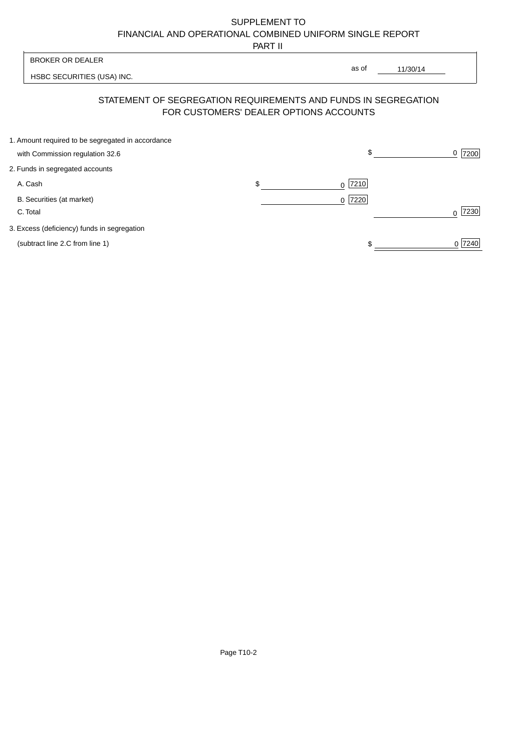SUPPLEMENT TO
FINANCIAL AND OPERATIONAL COMBINED UNIFORM SINGLE REPORT
PART II

BROKER OR DEALER

HSBC SECURITIES (USA) INC.

as of 11/30/14

## STATEMENT OF SEGREGATION REQUIREMENTS AND FUNDS IN SEGREGATION FOR CUSTOMERS' DEALER OPTIONS ACCOUNTS

| | | |
|---|---|---|
| 1. Amount required to be segregated in accordance with Commission regulation 32.6 | | $ 0 [7200] |
| 2. Funds in segregated accounts | | |
| A. Cash | $ 0 [7210] | |
| B. Securities (at market) | 0 [7220] | |
| C. Total | | 0 [7230] |
| 3. Excess (deficiency) funds in segregation (subtract line 2.C from line 1) | | $ 0 [7240] |

Page T10-2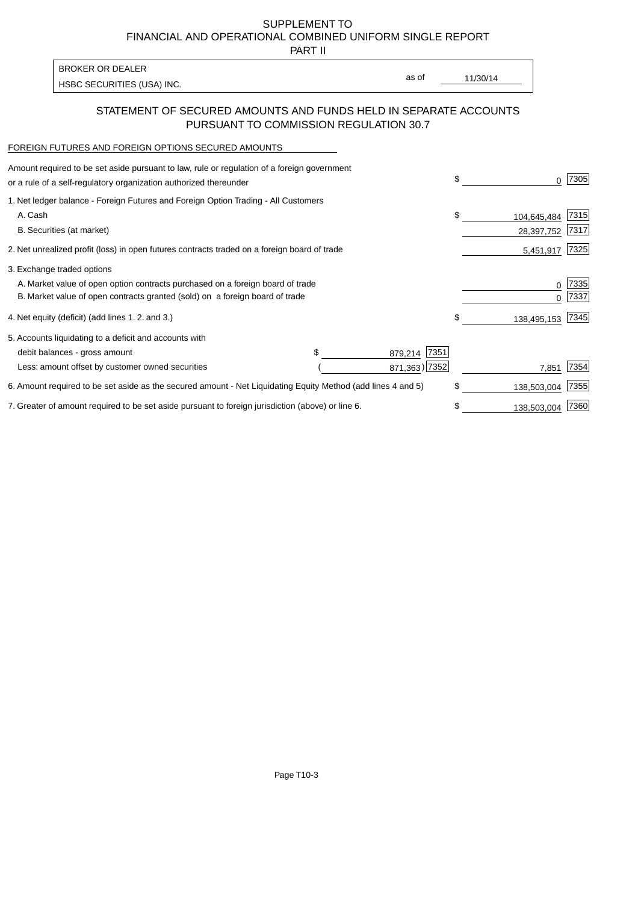SUPPLEMENT TO
FINANCIAL AND OPERATIONAL COMBINED UNIFORM SINGLE REPORT
PART II

| BROKER OR DEALER | | |
|---|---|---|
| HSBC SECURITIES (USA) INC. | as of | 11/30/14 |

## STATEMENT OF SECURED AMOUNTS AND FUNDS HELD IN SEPARATE ACCOUNTS PURSUANT TO COMMISSION REGULATION 30.7

FOREIGN FUTURES AND FOREIGN OPTIONS SECURED AMOUNTS

| | | | | |
|---|---|---|---|---|
| Amount required to be set aside pursuant to law, rule or regulation of a foreign government or a rule of a self-regulatory organization authorized thereunder | | | $ 0 | 7305 |
| 1. Net ledger balance - Foreign Futures and Foreign Option Trading - All Customers | | | | |
| A. Cash | | | $ 104,645,484 | 7315 |
| B. Securities (at market) | | | 28,397,752 | 7317 |
| 2. Net unrealized profit (loss) in open futures contracts traded on a foreign board of trade | | | 5,451,917 | 7325 |
| 3. Exchange traded options | | | | |
| A. Market value of open option contracts purchased on a foreign board of trade | | | 0 | 7335 |
| B. Market value of open contracts granted (sold) on a foreign board of trade | | | 0 | 7337 |
| 4. Net equity (deficit) (add lines 1. 2. and 3.) | | | $ 138,495,153 | 7345 |
| 5. Accounts liquidating to a deficit and accounts with | | | | |
| debit balances - gross amount | $ 879,214 | 7351 | | |
| Less: amount offset by customer owned securities | ( 871,363) | 7352 | 7,851 | 7354 |
| 6. Amount required to be set aside as the secured amount - Net Liquidating Equity Method (add lines 4 and 5) | | | $ 138,503,004 | 7355 |
| 7. Greater of amount required to be set aside pursuant to foreign jurisdiction (above) or line 6. | | | $ 138,503,004 | 7360 |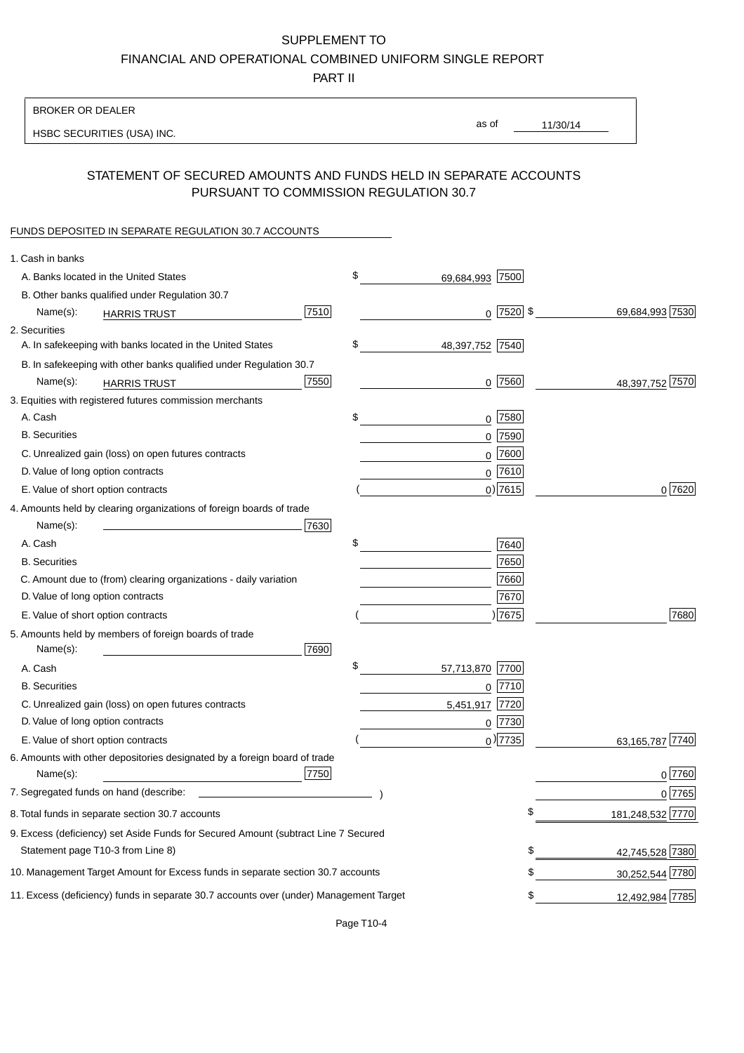SUPPLEMENT TO
FINANCIAL AND OPERATIONAL COMBINED UNIFORM SINGLE REPORT
PART II

BROKER OR DEALER
HSBC SECURITIES (USA) INC.

as of 11/30/14

## STATEMENT OF SECURED AMOUNTS AND FUNDS HELD IN SEPARATE ACCOUNTS PURSUANT TO COMMISSION REGULATION 30.7

FUNDS DEPOSITED IN SEPARATE REGULATION 30.7 ACCOUNTS

| Item | | | |
|---|---|---|---|
| 1. Cash in banks | | | |
| A. Banks located in the United States | | $ 69,684,993 [7500] | |
| B. Other banks qualified under Regulation 30.7 | | | |
| Name(s): HARRIS TRUST | [7510] | 0 [7520] | $ 69,684,993 [7530] |
| 2. Securities | | | |
| A. In safekeeping with banks located in the United States | | $ 48,397,752 [7540] | |
| B. In safekeeping with other banks qualified under Regulation 30.7 | | | |
| Name(s): HARRIS TRUST | [7550] | 0 [7560] | 48,397,752 [7570] |
| 3. Equities with registered futures commission merchants | | | |
| A. Cash | | $ 0 [7580] | |
| B. Securities | | 0 [7590] | |
| C. Unrealized gain (loss) on open futures contracts | | 0 [7600] | |
| D. Value of long option contracts | | 0 [7610] | |
| E. Value of short option contracts | | ( 0) [7615] | 0 [7620] |
| 4. Amounts held by clearing organizations of foreign boards of trade | | | |
| Name(s): | [7630] | | |
| A. Cash | | $ [7640] | |
| B. Securities | | [7650] | |
| C. Amount due to (from) clearing organizations - daily variation | | [7660] | |
| D. Value of long option contracts | | [7670] | |
| E. Value of short option contracts | | ( ) [7675] | [7680] |
| 5. Amounts held by members of foreign boards of trade | | | |
| Name(s): | [7690] | | |
| A. Cash | | $ 57,713,870 [7700] | |
| B. Securities | | 0 [7710] | |
| C. Unrealized gain (loss) on open futures contracts | | 5,451,917 [7720] | |
| D. Value of long option contracts | | 0 [7730] | |
| E. Value of short option contracts | | ( 0) [7735] | 63,165,787 [7740] |
| 6. Amounts with other depositories designated by a foreign board of trade | | | |
| Name(s): | [7750] | | 0 [7760] |
| 7. Segregated funds on hand (describe: ) | | | 0 [7765] |
| 8. Total funds in separate section 30.7 accounts | | | $ 181,248,532 [7770] |
| 9. Excess (deficiency) set Aside Funds for Secured Amount (subtract Line 7 Secured Statement page T10-3 from Line 8) | | | $ 42,745,528 [7380] |
| 10. Management Target Amount for Excess funds in separate section 30.7 accounts | | | $ 30,252,544 [7780] |
| 11. Excess (deficiency) funds in separate 30.7 accounts over (under) Management Target | | | $ 12,492,984 [7785] |

Page T10-4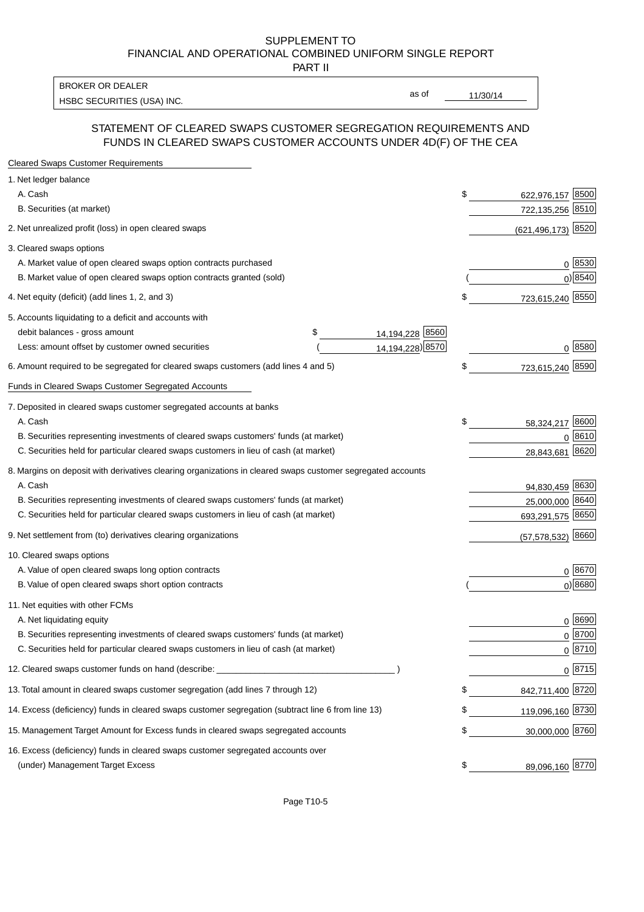SUPPLEMENT TO
FINANCIAL AND OPERATIONAL COMBINED UNIFORM SINGLE REPORT
PART II

| BROKER OR DEALER | | |
|---|---|---|
| HSBC SECURITIES (USA) INC. | as of | 11/30/14 |

## STATEMENT OF CLEARED SWAPS CUSTOMER SEGREGATION REQUIREMENTS AND FUNDS IN CLEARED SWAPS CUSTOMER ACCOUNTS UNDER 4D(F) OF THE CEA

| | | | | |
|---|---|---|---|---|
| **Cleared Swaps Customer Requirements** | | | | |
| 1. Net ledger balance | | | | |
| A. Cash | | | $ 622,976,157 | 8500 |
| B. Securities (at market) | | | 722,135,256 | 8510 |
| 2. Net unrealized profit (loss) in open cleared swaps | | | (621,496,173) | 8520 |
| 3. Cleared swaps options | | | | |
| A. Market value of open cleared swaps option contracts purchased | | | 0 | 8530 |
| B. Market value of open cleared swaps option contracts granted (sold) | | | ( 0) | 8540 |
| 4. Net equity (deficit) (add lines 1, 2, and 3) | | | $ 723,615,240 | 8550 |
| 5. Accounts liquidating to a deficit and accounts with | | | | |
| debit balances - gross amount | $ 14,194,228 | 8560 | | |
| Less: amount offset by customer owned securities | ( 14,194,228) | 8570 | 0 | 8580 |
| 6. Amount required to be segregated for cleared swaps customers (add lines 4 and 5) | | | $ 723,615,240 | 8590 |
| **Funds in Cleared Swaps Customer Segregated Accounts** | | | | |
| 7. Deposited in cleared swaps customer segregated accounts at banks | | | | |
| A. Cash | | | $ 58,324,217 | 8600 |
| B. Securities representing investments of cleared swaps customers' funds (at market) | | | 0 | 8610 |
| C. Securities held for particular cleared swaps customers in lieu of cash (at market) | | | 28,843,681 | 8620 |
| 8. Margins on deposit with derivatives clearing organizations in cleared swaps customer segregated accounts | | | | |
| A. Cash | | | 94,830,459 | 8630 |
| B. Securities representing investments of cleared swaps customers' funds (at market) | | | 25,000,000 | 8640 |
| C. Securities held for particular cleared swaps customers in lieu of cash (at market) | | | 693,291,575 | 8650 |
| 9. Net settlement from (to) derivatives clearing organizations | | | (57,578,532) | 8660 |
| 10. Cleared swaps options | | | | |
| A. Value of open cleared swaps long option contracts | | | 0 | 8670 |
| B. Value of open cleared swaps short option contracts | | | ( 0) | 8680 |
| 11. Net equities with other FCMs | | | | |
| A. Net liquidating equity | | | 0 | 8690 |
| B. Securities representing investments of cleared swaps customers' funds (at market) | | | 0 | 8700 |
| C. Securities held for particular cleared swaps customers in lieu of cash (at market) | | | 0 | 8710 |
| 12. Cleared swaps customer funds on hand (describe: ________________ ) | | | 0 | 8715 |
| 13. Total amount in cleared swaps customer segregation (add lines 7 through 12) | | | $ 842,711,400 | 8720 |
| 14. Excess (deficiency) funds in cleared swaps customer segregation (subtract line 6 from line 13) | | | $ 119,096,160 | 8730 |
| 15. Management Target Amount for Excess funds in cleared swaps segregated accounts | | | $ 30,000,000 | 8760 |
| 16. Excess (deficiency) funds in cleared swaps customer segregated accounts over (under) Management Target Excess | | | $ 89,096,160 | 8770 |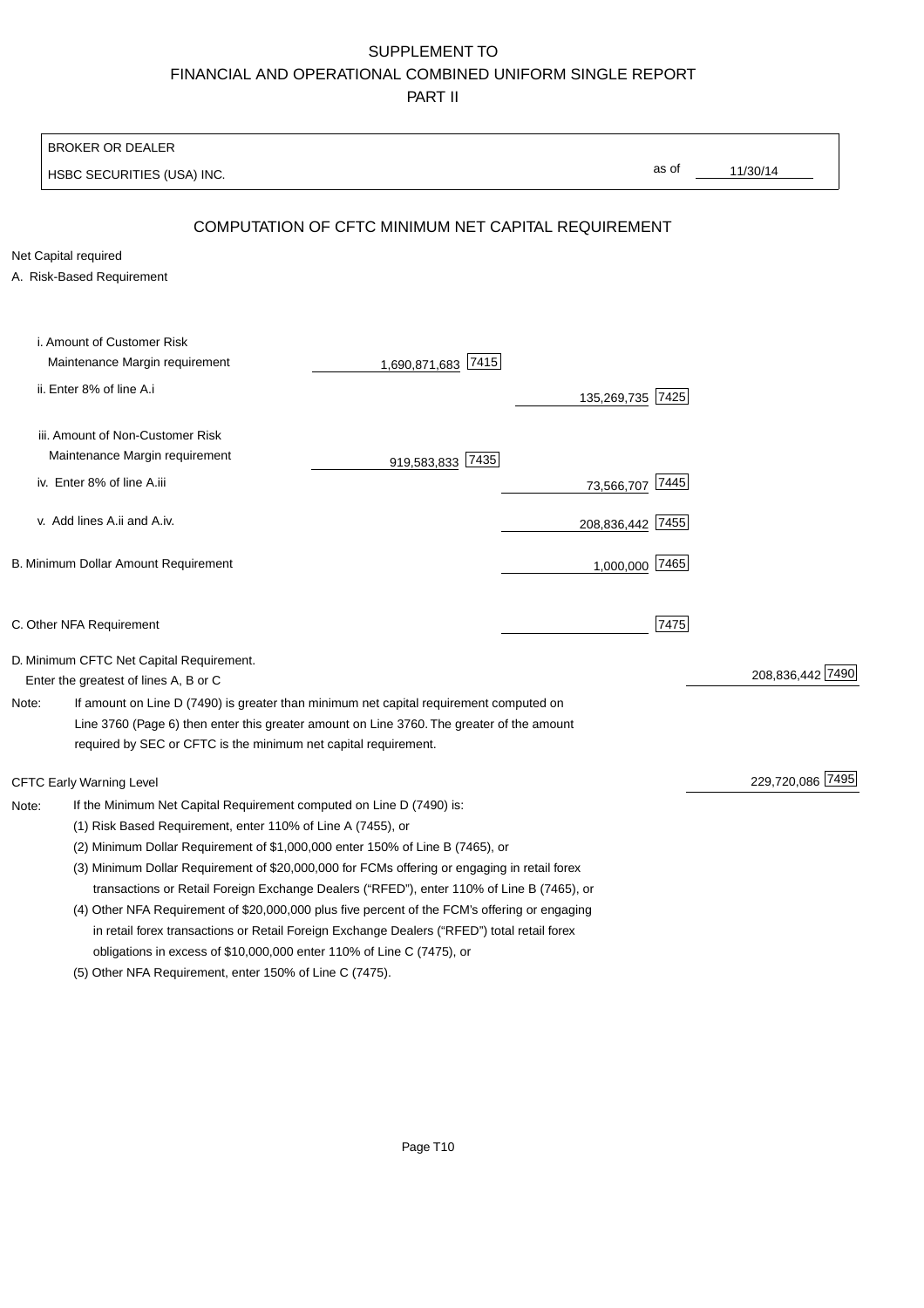# SUPPLEMENT TO
# FINANCIAL AND OPERATIONAL COMBINED UNIFORM SINGLE REPORT
## PART II

| | |
|---|---|
| BROKER OR DEALER | |
| HSBC SECURITIES (USA) INC. | as of 11/30/14 |

## COMPUTATION OF CFTC MINIMUM NET CAPITAL REQUIREMENT

Net Capital required

A. Risk-Based Requirement

| | | | |
|---|---|---|---|
| i. Amount of Customer Risk Maintenance Margin requirement | 1,690,871,683 [7415] | | |
| ii. Enter 8% of line A.i | | 135,269,735 [7425] | |
| iii. Amount of Non-Customer Risk Maintenance Margin requirement | 919,583,833 [7435] | | |
| iv. Enter 8% of line A.iii | | 73,566,707 [7445] | |
| v. Add lines A.ii and A.iv. | | 208,836,442 [7455] | |
| B. Minimum Dollar Amount Requirement | | 1,000,000 [7465] | |
| C. Other NFA Requirement | | [7475] | |
| D. Minimum CFTC Net Capital Requirement. Enter the greatest of lines A, B or C | | | 208,836,442 [7490] |

Note: If amount on Line D (7490) is greater than minimum net capital requirement computed on Line 3760 (Page 6) then enter this greater amount on Line 3760. The greater of the amount required by SEC or CFTC is the minimum net capital requirement.

CFTC Early Warning Level 229,720,086 [7495]

Note: If the Minimum Net Capital Requirement computed on Line D (7490) is:

(1) Risk Based Requirement, enter 110% of Line A (7455), or

(2) Minimum Dollar Requirement of $1,000,000 enter 150% of Line B (7465), or

(3) Minimum Dollar Requirement of $20,000,000 for FCMs offering or engaging in retail forex transactions or Retail Foreign Exchange Dealers ("RFED"), enter 110% of Line B (7465), or

(4) Other NFA Requirement of $20,000,000 plus five percent of the FCM's offering or engaging in retail forex transactions or Retail Foreign Exchange Dealers ("RFED") total retail forex obligations in excess of $10,000,000 enter 110% of Line C (7475), or

(5) Other NFA Requirement, enter 150% of Line C (7475).